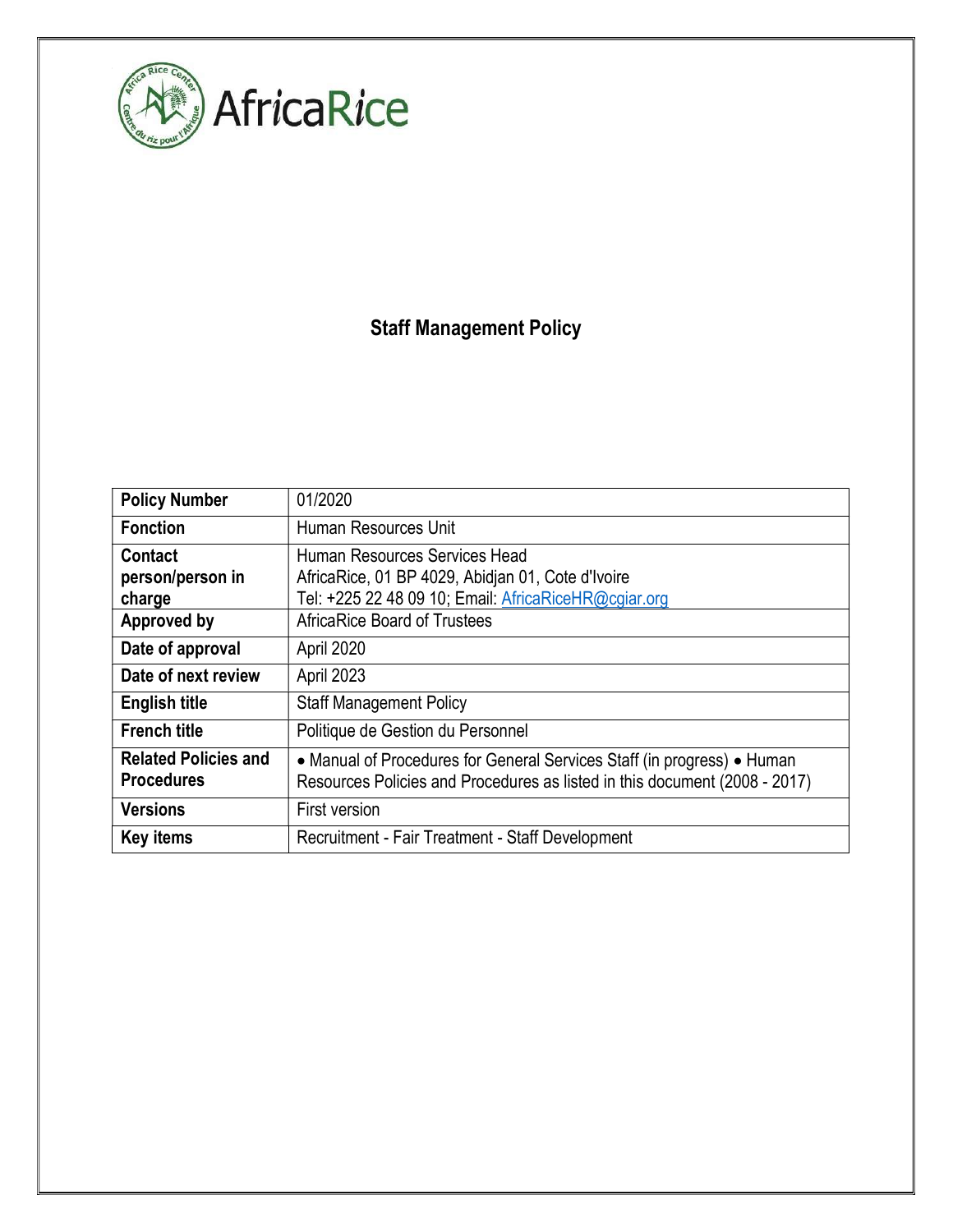AfricaRice

# Staff Management Policy

| Policy Number | 01/2020 |
|---|---|
| Fonction | Human Resources Unit |
| Contact person/person in charge | Human Resources Services Head<br>AfricaRice, 01 BP 4029, Abidjan 01, Cote d'Ivoire<br>Tel: +225 22 48 09 10; Email: AfricaRiceHR@cgiar.org |
| Approved by | AfricaRice Board of Trustees |
| Date of approval | April 2020 |
| Date of next review | April 2023 |
| English title | Staff Management Policy |
| French title | Politique de Gestion du Personnel |
| Related Policies and Procedures | • Manual of Procedures for General Services Staff (in progress) • Human Resources Policies and Procedures as listed in this document (2008 - 2017) |
| Versions | First version |
| Key items | Recruitment - Fair Treatment - Staff Development |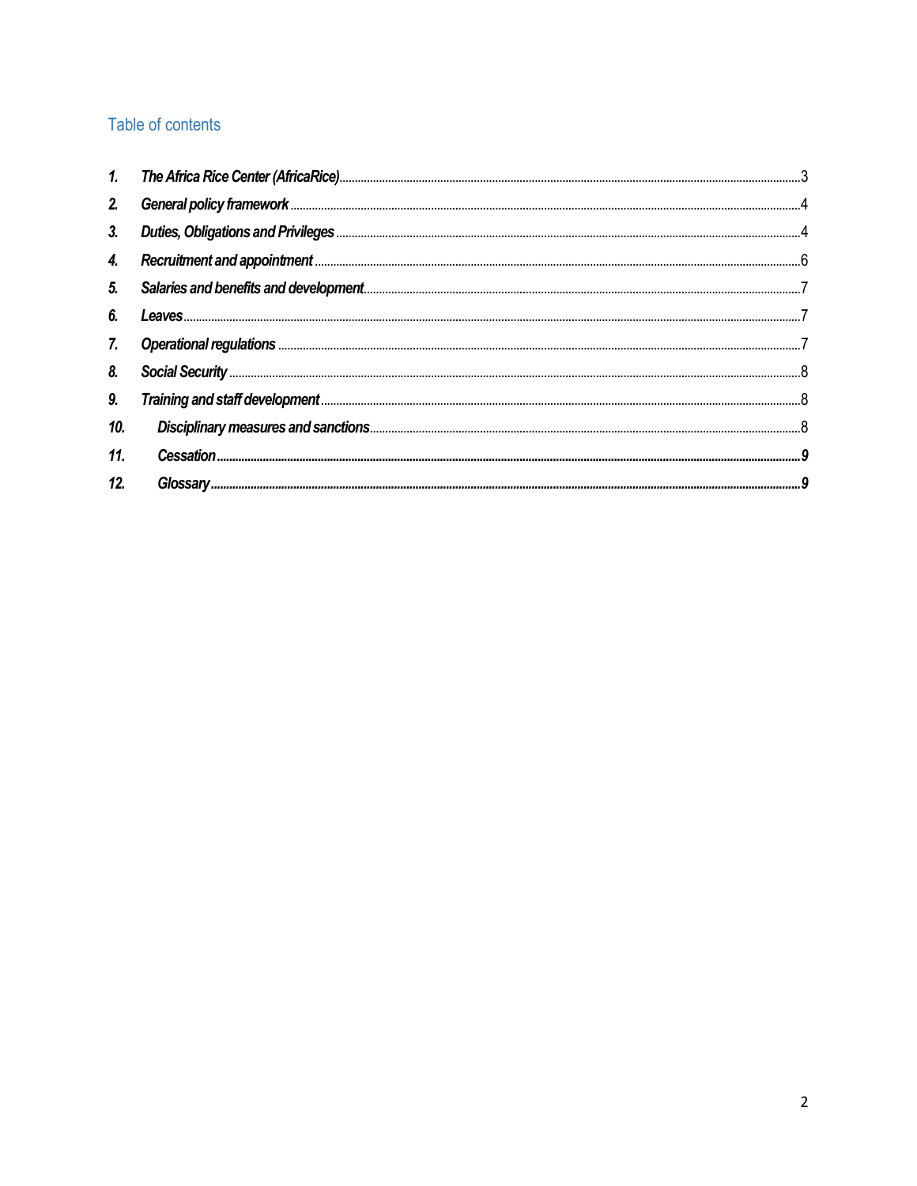## Table of contents

1. *The Africa Rice Center (AfricaRice)* ..... 3
2. *General policy framework* ..... 4
3. *Duties, Obligations and Privileges* ..... 4
4. *Recruitment and appointment* ..... 6
5. *Salaries and benefits and development* ..... 7
6. *Leaves* ..... 7
7. *Operational regulations* ..... 7
8. *Social Security* ..... 8
9. *Training and staff development* ..... 8
10. *Disciplinary measures and sanctions* ..... 8
11. *Cessation* ..... 9
12. *Glossary* ..... 9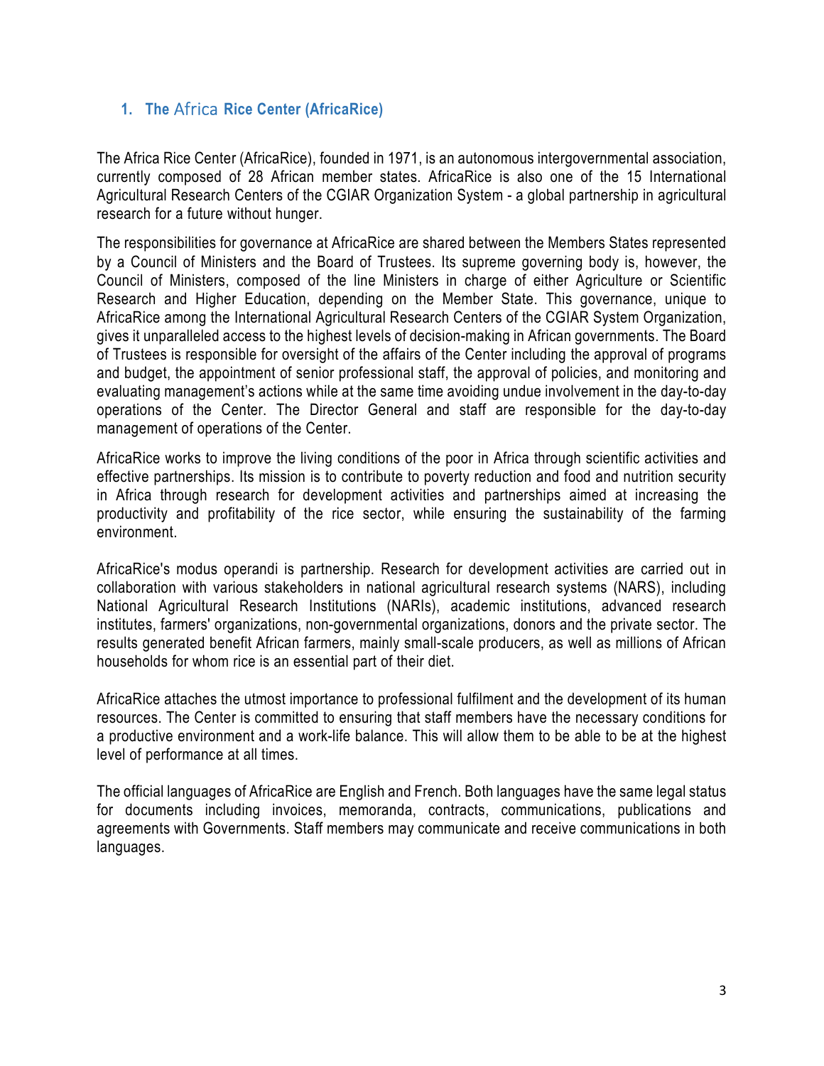## 1. The Africa Rice Center (AfricaRice)

The Africa Rice Center (AfricaRice), founded in 1971, is an autonomous intergovernmental association, currently composed of 28 African member states. AfricaRice is also one of the 15 International Agricultural Research Centers of the CGIAR Organization System - a global partnership in agricultural research for a future without hunger.

The responsibilities for governance at AfricaRice are shared between the Members States represented by a Council of Ministers and the Board of Trustees. Its supreme governing body is, however, the Council of Ministers, composed of the line Ministers in charge of either Agriculture or Scientific Research and Higher Education, depending on the Member State. This governance, unique to AfricaRice among the International Agricultural Research Centers of the CGIAR System Organization, gives it unparalleled access to the highest levels of decision-making in African governments. The Board of Trustees is responsible for oversight of the affairs of the Center including the approval of programs and budget, the appointment of senior professional staff, the approval of policies, and monitoring and evaluating management's actions while at the same time avoiding undue involvement in the day-to-day operations of the Center. The Director General and staff are responsible for the day-to-day management of operations of the Center.

AfricaRice works to improve the living conditions of the poor in Africa through scientific activities and effective partnerships. Its mission is to contribute to poverty reduction and food and nutrition security in Africa through research for development activities and partnerships aimed at increasing the productivity and profitability of the rice sector, while ensuring the sustainability of the farming environment.

AfricaRice's modus operandi is partnership. Research for development activities are carried out in collaboration with various stakeholders in national agricultural research systems (NARS), including National Agricultural Research Institutions (NARIs), academic institutions, advanced research institutes, farmers' organizations, non-governmental organizations, donors and the private sector. The results generated benefit African farmers, mainly small-scale producers, as well as millions of African households for whom rice is an essential part of their diet.

AfricaRice attaches the utmost importance to professional fulfilment and the development of its human resources. The Center is committed to ensuring that staff members have the necessary conditions for a productive environment and a work-life balance. This will allow them to be able to be at the highest level of performance at all times.

The official languages of AfricaRice are English and French. Both languages have the same legal status for documents including invoices, memoranda, contracts, communications, publications and agreements with Governments. Staff members may communicate and receive communications in both languages.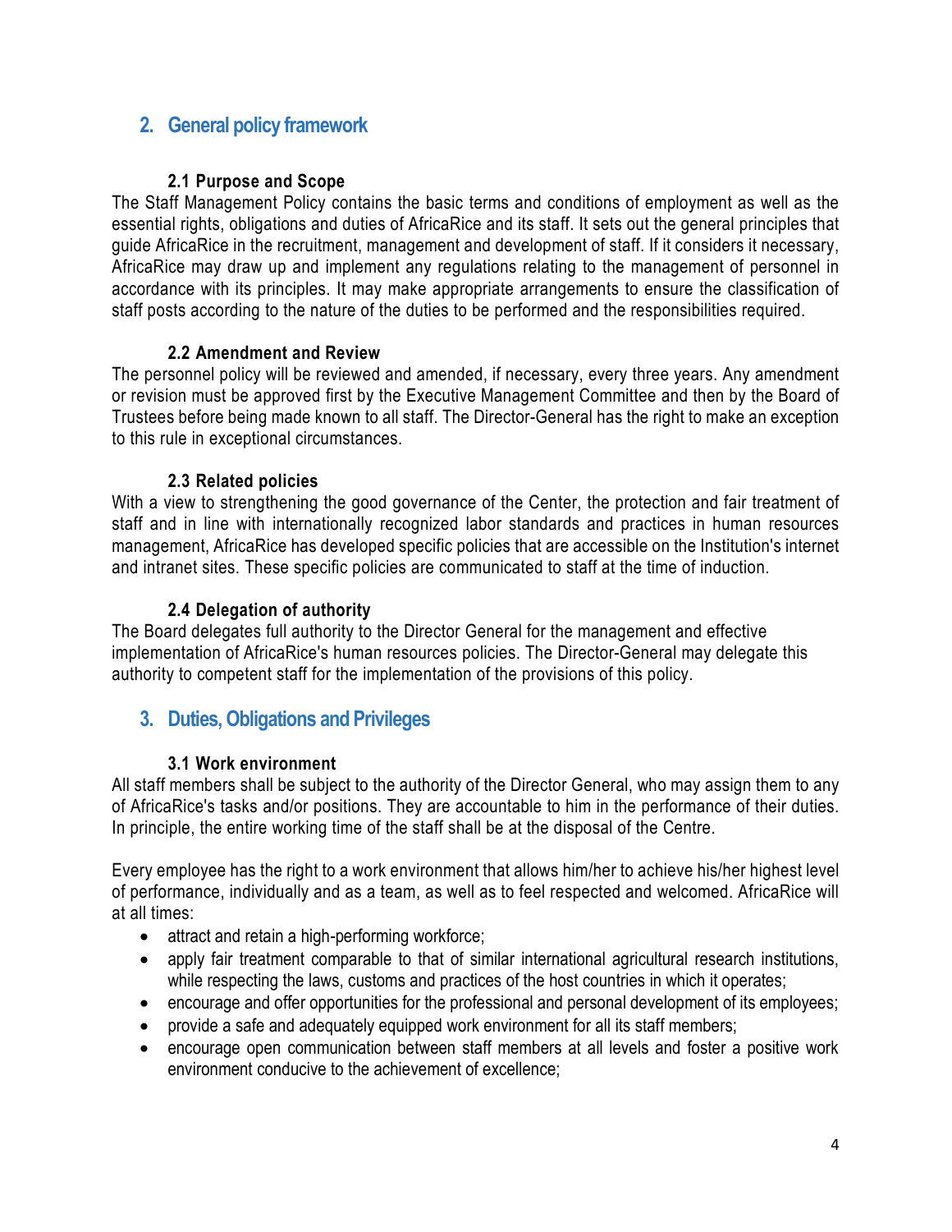## 2. General policy framework

### 2.1 Purpose and Scope

The Staff Management Policy contains the basic terms and conditions of employment as well as the essential rights, obligations and duties of AfricaRice and its staff. It sets out the general principles that guide AfricaRice in the recruitment, management and development of staff. If it considers it necessary, AfricaRice may draw up and implement any regulations relating to the management of personnel in accordance with its principles. It may make appropriate arrangements to ensure the classification of staff posts according to the nature of the duties to be performed and the responsibilities required.

### 2.2 Amendment and Review

The personnel policy will be reviewed and amended, if necessary, every three years. Any amendment or revision must be approved first by the Executive Management Committee and then by the Board of Trustees before being made known to all staff. The Director-General has the right to make an exception to this rule in exceptional circumstances.

### 2.3 Related policies

With a view to strengthening the good governance of the Center, the protection and fair treatment of staff and in line with internationally recognized labor standards and practices in human resources management, AfricaRice has developed specific policies that are accessible on the Institution's internet and intranet sites. These specific policies are communicated to staff at the time of induction.

### 2.4 Delegation of authority

The Board delegates full authority to the Director General for the management and effective implementation of AfricaRice's human resources policies. The Director-General may delegate this authority to competent staff for the implementation of the provisions of this policy.

## 3. Duties, Obligations and Privileges

### 3.1 Work environment

All staff members shall be subject to the authority of the Director General, who may assign them to any of AfricaRice's tasks and/or positions. They are accountable to him in the performance of their duties. In principle, the entire working time of the staff shall be at the disposal of the Centre.

Every employee has the right to a work environment that allows him/her to achieve his/her highest level of performance, individually and as a team, as well as to feel respected and welcomed. AfricaRice will at all times:

- attract and retain a high-performing workforce;
- apply fair treatment comparable to that of similar international agricultural research institutions, while respecting the laws, customs and practices of the host countries in which it operates;
- encourage and offer opportunities for the professional and personal development of its employees;
- provide a safe and adequately equipped work environment for all its staff members;
- encourage open communication between staff members at all levels and foster a positive work environment conducive to the achievement of excellence;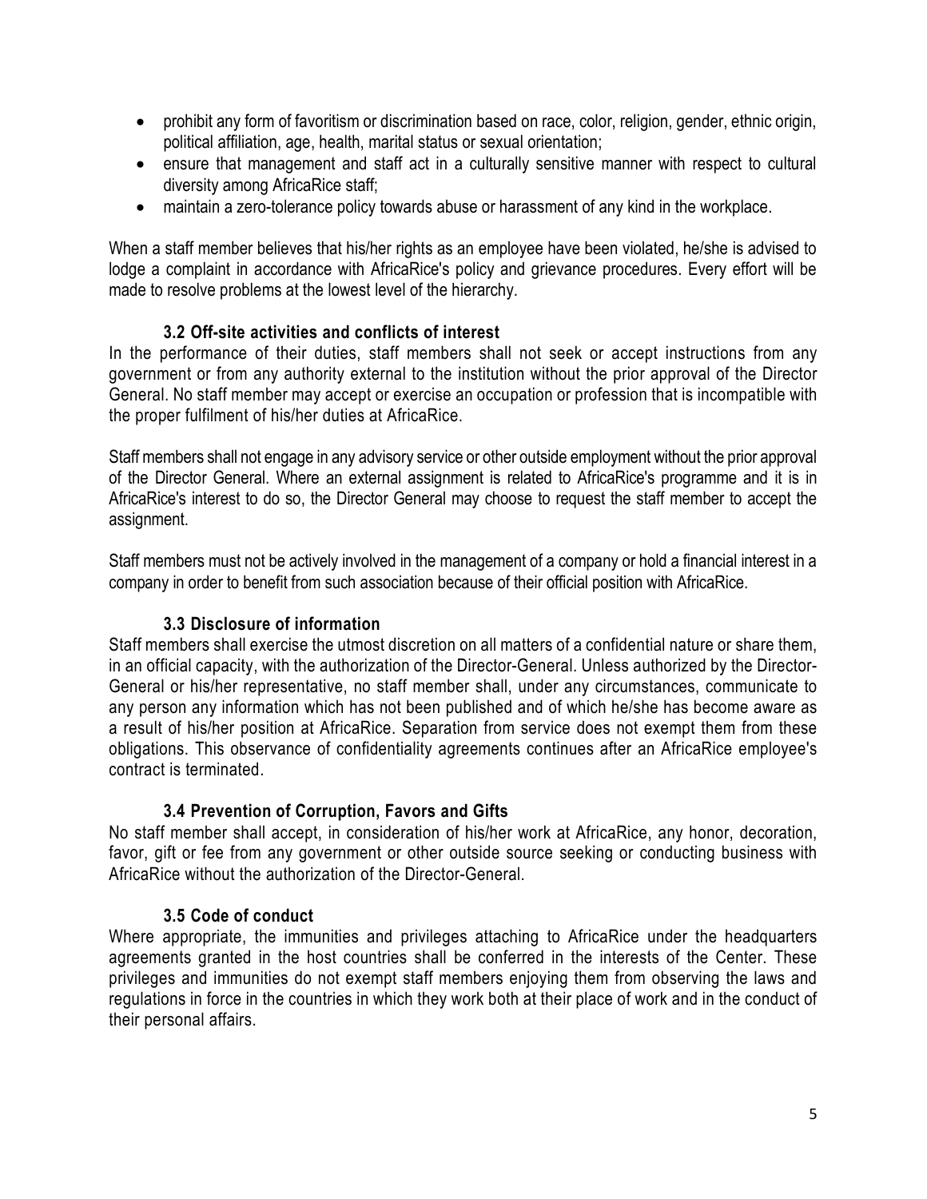- prohibit any form of favoritism or discrimination based on race, color, religion, gender, ethnic origin, political affiliation, age, health, marital status or sexual orientation;
- ensure that management and staff act in a culturally sensitive manner with respect to cultural diversity among AfricaRice staff;
- maintain a zero-tolerance policy towards abuse or harassment of any kind in the workplace.

When a staff member believes that his/her rights as an employee have been violated, he/she is advised to lodge a complaint in accordance with AfricaRice's policy and grievance procedures. Every effort will be made to resolve problems at the lowest level of the hierarchy.

### 3.2 Off-site activities and conflicts of interest

In the performance of their duties, staff members shall not seek or accept instructions from any government or from any authority external to the institution without the prior approval of the Director General. No staff member may accept or exercise an occupation or profession that is incompatible with the proper fulfilment of his/her duties at AfricaRice.

Staff members shall not engage in any advisory service or other outside employment without the prior approval of the Director General. Where an external assignment is related to AfricaRice's programme and it is in AfricaRice's interest to do so, the Director General may choose to request the staff member to accept the assignment.

Staff members must not be actively involved in the management of a company or hold a financial interest in a company in order to benefit from such association because of their official position with AfricaRice.

### 3.3 Disclosure of information

Staff members shall exercise the utmost discretion on all matters of a confidential nature or share them, in an official capacity, with the authorization of the Director-General. Unless authorized by the Director-General or his/her representative, no staff member shall, under any circumstances, communicate to any person any information which has not been published and of which he/she has become aware as a result of his/her position at AfricaRice. Separation from service does not exempt them from these obligations. This observance of confidentiality agreements continues after an AfricaRice employee's contract is terminated.

### 3.4 Prevention of Corruption, Favors and Gifts

No staff member shall accept, in consideration of his/her work at AfricaRice, any honor, decoration, favor, gift or fee from any government or other outside source seeking or conducting business with AfricaRice without the authorization of the Director-General.

### 3.5 Code of conduct

Where appropriate, the immunities and privileges attaching to AfricaRice under the headquarters agreements granted in the host countries shall be conferred in the interests of the Center. These privileges and immunities do not exempt staff members enjoying them from observing the laws and regulations in force in the countries in which they work both at their place of work and in the conduct of their personal affairs.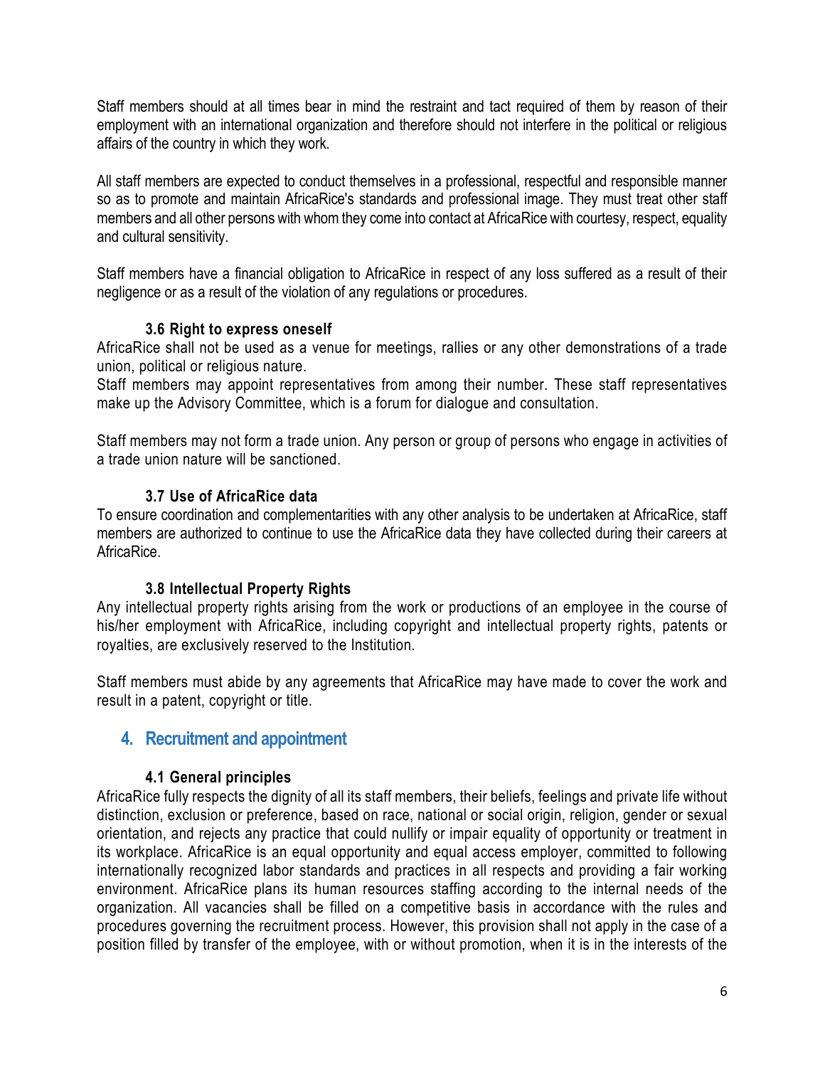Staff members should at all times bear in mind the restraint and tact required of them by reason of their employment with an international organization and therefore should not interfere in the political or religious affairs of the country in which they work.

All staff members are expected to conduct themselves in a professional, respectful and responsible manner so as to promote and maintain AfricaRice's standards and professional image. They must treat other staff members and all other persons with whom they come into contact at AfricaRice with courtesy, respect, equality and cultural sensitivity.

Staff members have a financial obligation to AfricaRice in respect of any loss suffered as a result of their negligence or as a result of the violation of any regulations or procedures.

### 3.6 Right to express oneself

AfricaRice shall not be used as a venue for meetings, rallies or any other demonstrations of a trade union, political or religious nature.
Staff members may appoint representatives from among their number. These staff representatives make up the Advisory Committee, which is a forum for dialogue and consultation.

Staff members may not form a trade union. Any person or group of persons who engage in activities of a trade union nature will be sanctioned.

### 3.7 Use of AfricaRice data

To ensure coordination and complementarities with any other analysis to be undertaken at AfricaRice, staff members are authorized to continue to use the AfricaRice data they have collected during their careers at AfricaRice.

### 3.8 Intellectual Property Rights

Any intellectual property rights arising from the work or productions of an employee in the course of his/her employment with AfricaRice, including copyright and intellectual property rights, patents or royalties, are exclusively reserved to the Institution.

Staff members must abide by any agreements that AfricaRice may have made to cover the work and result in a patent, copyright or title.

## 4. Recruitment and appointment

### 4.1 General principles

AfricaRice fully respects the dignity of all its staff members, their beliefs, feelings and private life without distinction, exclusion or preference, based on race, national or social origin, religion, gender or sexual orientation, and rejects any practice that could nullify or impair equality of opportunity or treatment in its workplace. AfricaRice is an equal opportunity and equal access employer, committed to following internationally recognized labor standards and practices in all respects and providing a fair working environment. AfricaRice plans its human resources staffing according to the internal needs of the organization. All vacancies shall be filled on a competitive basis in accordance with the rules and procedures governing the recruitment process. However, this provision shall not apply in the case of a position filled by transfer of the employee, with or without promotion, when it is in the interests of the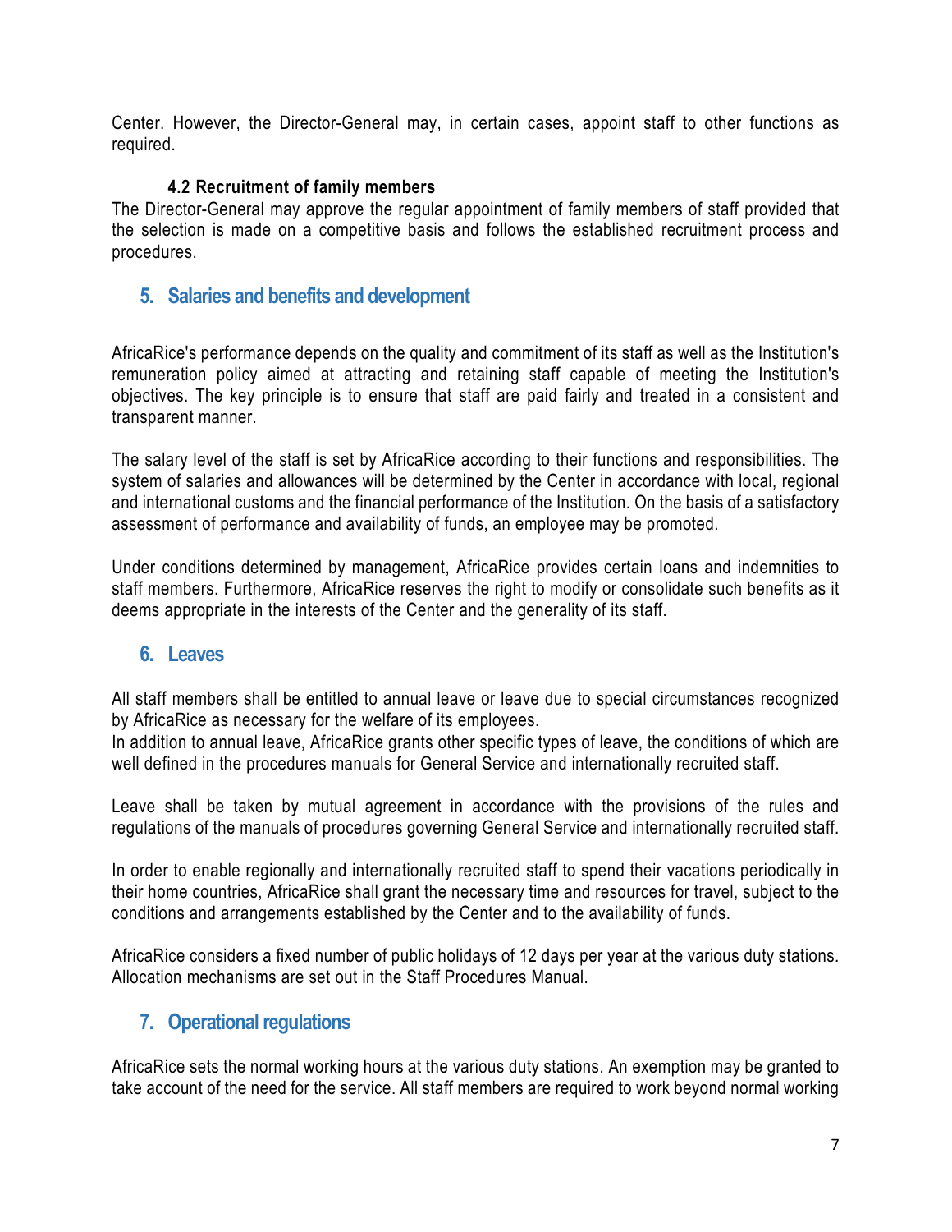Center. However, the Director-General may, in certain cases, appoint staff to other functions as required.

### 4.2 Recruitment of family members

The Director-General may approve the regular appointment of family members of staff provided that the selection is made on a competitive basis and follows the established recruitment process and procedures.

## 5. Salaries and benefits and development

AfricaRice's performance depends on the quality and commitment of its staff as well as the Institution's remuneration policy aimed at attracting and retaining staff capable of meeting the Institution's objectives. The key principle is to ensure that staff are paid fairly and treated in a consistent and transparent manner.

The salary level of the staff is set by AfricaRice according to their functions and responsibilities. The system of salaries and allowances will be determined by the Center in accordance with local, regional and international customs and the financial performance of the Institution. On the basis of a satisfactory assessment of performance and availability of funds, an employee may be promoted.

Under conditions determined by management, AfricaRice provides certain loans and indemnities to staff members. Furthermore, AfricaRice reserves the right to modify or consolidate such benefits as it deems appropriate in the interests of the Center and the generality of its staff.

## 6. Leaves

All staff members shall be entitled to annual leave or leave due to special circumstances recognized by AfricaRice as necessary for the welfare of its employees.
In addition to annual leave, AfricaRice grants other specific types of leave, the conditions of which are well defined in the procedures manuals for General Service and internationally recruited staff.

Leave shall be taken by mutual agreement in accordance with the provisions of the rules and regulations of the manuals of procedures governing General Service and internationally recruited staff.

In order to enable regionally and internationally recruited staff to spend their vacations periodically in their home countries, AfricaRice shall grant the necessary time and resources for travel, subject to the conditions and arrangements established by the Center and to the availability of funds.

AfricaRice considers a fixed number of public holidays of 12 days per year at the various duty stations. Allocation mechanisms are set out in the Staff Procedures Manual.

## 7. Operational regulations

AfricaRice sets the normal working hours at the various duty stations. An exemption may be granted to take account of the need for the service. All staff members are required to work beyond normal working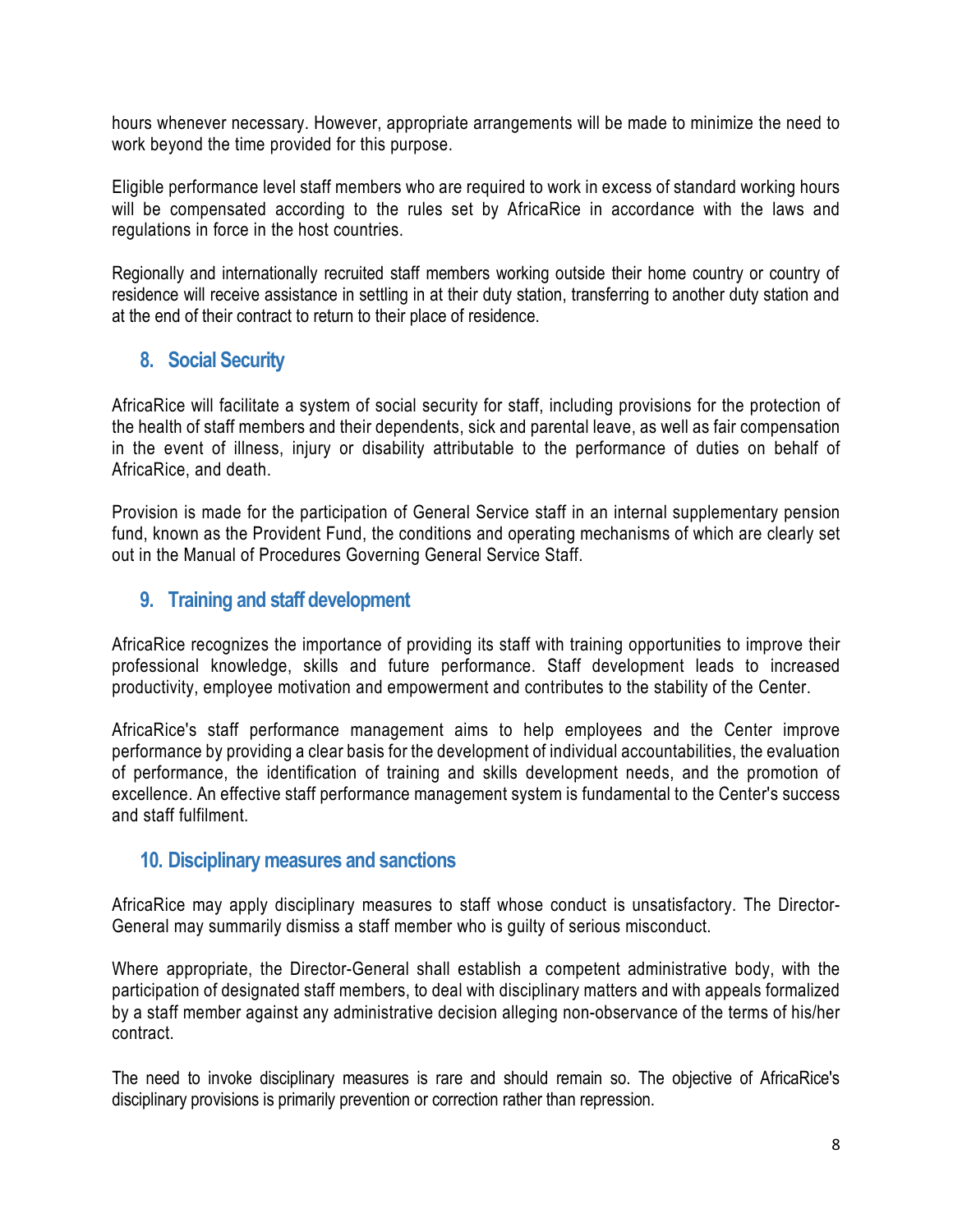hours whenever necessary. However, appropriate arrangements will be made to minimize the need to work beyond the time provided for this purpose.

Eligible performance level staff members who are required to work in excess of standard working hours will be compensated according to the rules set by AfricaRice in accordance with the laws and regulations in force in the host countries.

Regionally and internationally recruited staff members working outside their home country or country of residence will receive assistance in settling in at their duty station, transferring to another duty station and at the end of their contract to return to their place of residence.

## 8. Social Security

AfricaRice will facilitate a system of social security for staff, including provisions for the protection of the health of staff members and their dependents, sick and parental leave, as well as fair compensation in the event of illness, injury or disability attributable to the performance of duties on behalf of AfricaRice, and death.

Provision is made for the participation of General Service staff in an internal supplementary pension fund, known as the Provident Fund, the conditions and operating mechanisms of which are clearly set out in the Manual of Procedures Governing General Service Staff.

## 9. Training and staff development

AfricaRice recognizes the importance of providing its staff with training opportunities to improve their professional knowledge, skills and future performance. Staff development leads to increased productivity, employee motivation and empowerment and contributes to the stability of the Center.

AfricaRice's staff performance management aims to help employees and the Center improve performance by providing a clear basis for the development of individual accountabilities, the evaluation of performance, the identification of training and skills development needs, and the promotion of excellence. An effective staff performance management system is fundamental to the Center's success and staff fulfilment.

## 10. Disciplinary measures and sanctions

AfricaRice may apply disciplinary measures to staff whose conduct is unsatisfactory. The Director-General may summarily dismiss a staff member who is guilty of serious misconduct.

Where appropriate, the Director-General shall establish a competent administrative body, with the participation of designated staff members, to deal with disciplinary matters and with appeals formalized by a staff member against any administrative decision alleging non-observance of the terms of his/her contract.

The need to invoke disciplinary measures is rare and should remain so. The objective of AfricaRice's disciplinary provisions is primarily prevention or correction rather than repression.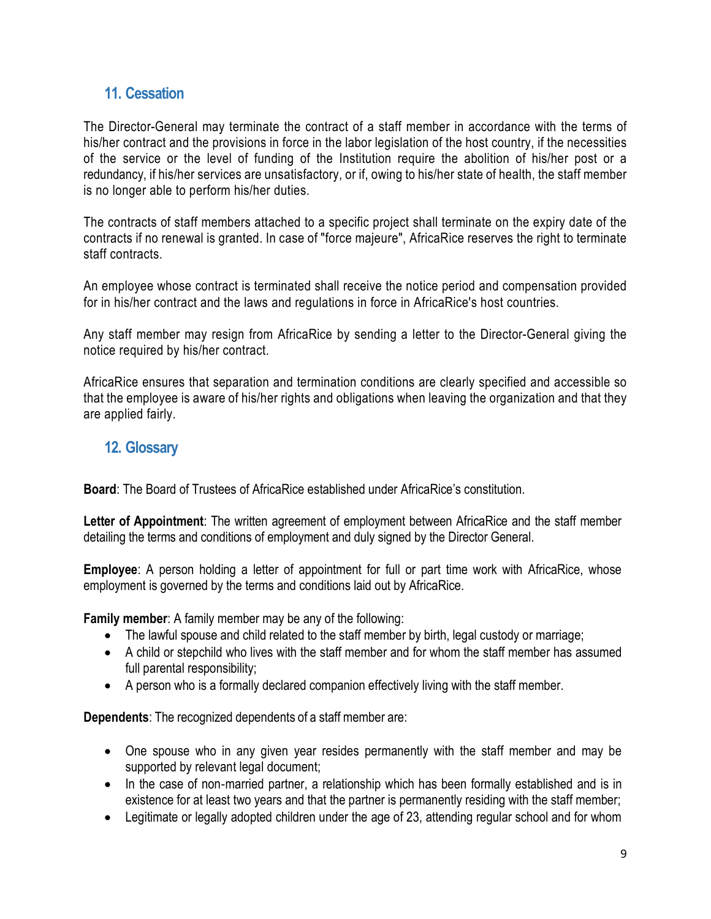## 11. Cessation

The Director-General may terminate the contract of a staff member in accordance with the terms of his/her contract and the provisions in force in the labor legislation of the host country, if the necessities of the service or the level of funding of the Institution require the abolition of his/her post or a redundancy, if his/her services are unsatisfactory, or if, owing to his/her state of health, the staff member is no longer able to perform his/her duties.

The contracts of staff members attached to a specific project shall terminate on the expiry date of the contracts if no renewal is granted. In case of "force majeure", AfricaRice reserves the right to terminate staff contracts.

An employee whose contract is terminated shall receive the notice period and compensation provided for in his/her contract and the laws and regulations in force in AfricaRice's host countries.

Any staff member may resign from AfricaRice by sending a letter to the Director-General giving the notice required by his/her contract.

AfricaRice ensures that separation and termination conditions are clearly specified and accessible so that the employee is aware of his/her rights and obligations when leaving the organization and that they are applied fairly.

## 12. Glossary

**Board**: The Board of Trustees of AfricaRice established under AfricaRice's constitution.

**Letter of Appointment**: The written agreement of employment between AfricaRice and the staff member detailing the terms and conditions of employment and duly signed by the Director General.

**Employee**: A person holding a letter of appointment for full or part time work with AfricaRice, whose employment is governed by the terms and conditions laid out by AfricaRice.

**Family member**: A family member may be any of the following:

- The lawful spouse and child related to the staff member by birth, legal custody or marriage;
- A child or stepchild who lives with the staff member and for whom the staff member has assumed full parental responsibility;
- A person who is a formally declared companion effectively living with the staff member.

**Dependents**: The recognized dependents of a staff member are:

- One spouse who in any given year resides permanently with the staff member and may be supported by relevant legal document;
- In the case of non-married partner, a relationship which has been formally established and is in existence for at least two years and that the partner is permanently residing with the staff member;
- Legitimate or legally adopted children under the age of 23, attending regular school and for whom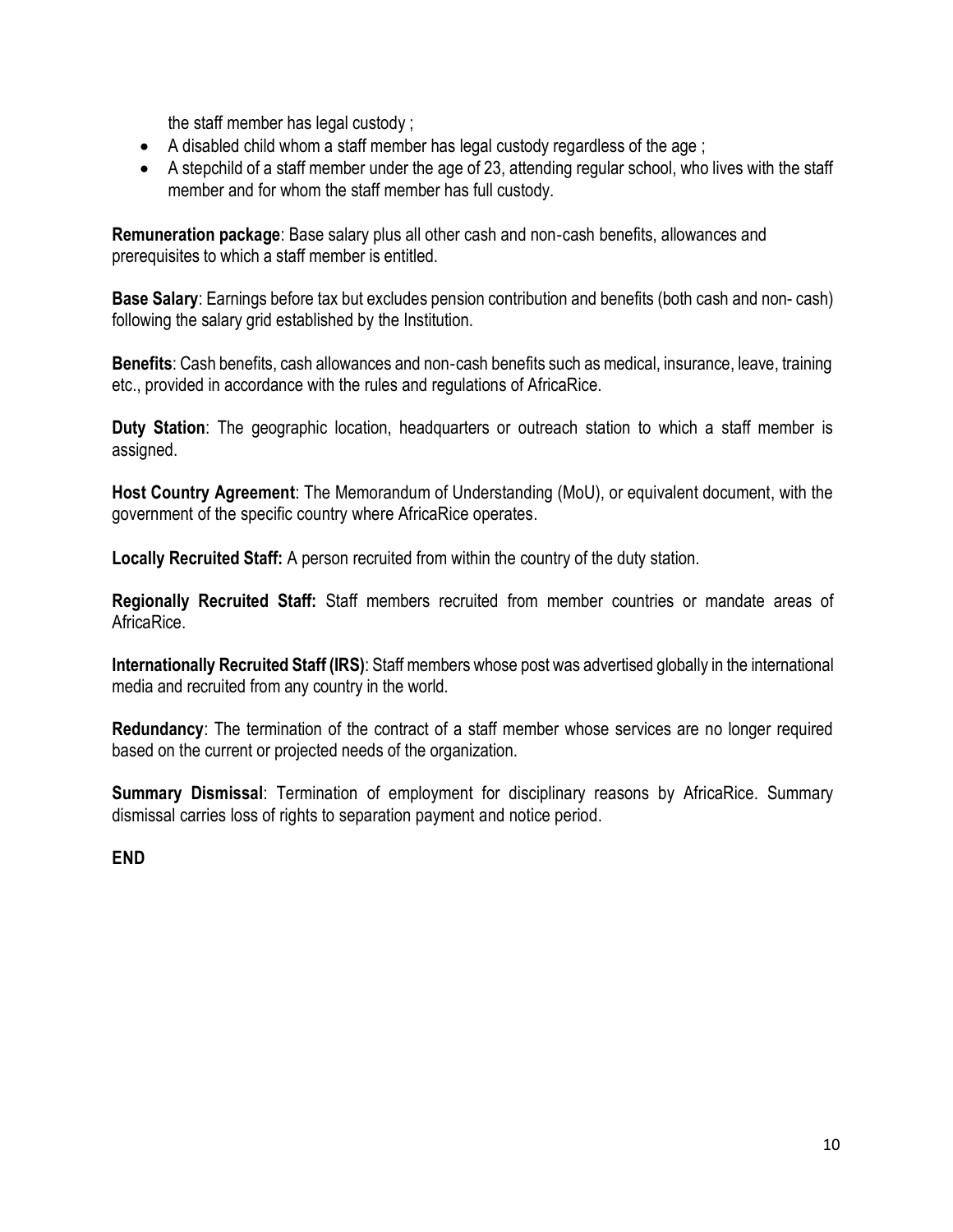the staff member has legal custody ;

- A disabled child whom a staff member has legal custody regardless of the age ;
- A stepchild of a staff member under the age of 23, attending regular school, who lives with the staff member and for whom the staff member has full custody.

**Remuneration package**: Base salary plus all other cash and non-cash benefits, allowances and prerequisites to which a staff member is entitled.

**Base Salary**: Earnings before tax but excludes pension contribution and benefits (both cash and non- cash) following the salary grid established by the Institution.

**Benefits**: Cash benefits, cash allowances and non-cash benefits such as medical, insurance, leave, training etc., provided in accordance with the rules and regulations of AfricaRice.

**Duty Station**: The geographic location, headquarters or outreach station to which a staff member is assigned.

**Host Country Agreement**: The Memorandum of Understanding (MoU), or equivalent document, with the government of the specific country where AfricaRice operates.

**Locally Recruited Staff:** A person recruited from within the country of the duty station.

**Regionally Recruited Staff:** Staff members recruited from member countries or mandate areas of AfricaRice.

**Internationally Recruited Staff (IRS)**: Staff members whose post was advertised globally in the international media and recruited from any country in the world.

**Redundancy**: The termination of the contract of a staff member whose services are no longer required based on the current or projected needs of the organization.

**Summary Dismissal**: Termination of employment for disciplinary reasons by AfricaRice. Summary dismissal carries loss of rights to separation payment and notice period.

**END**